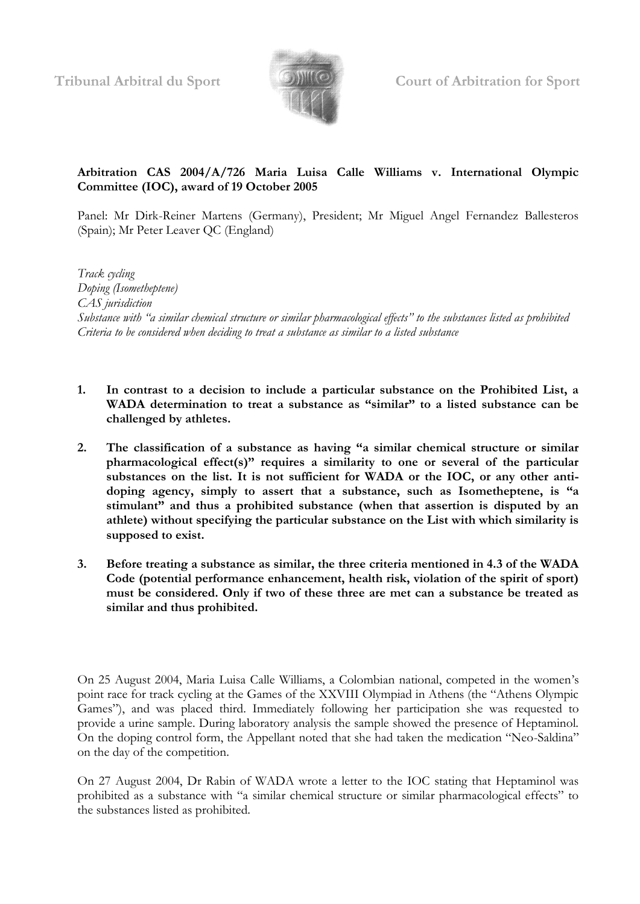Tribunal Arbitral du Sport — Court of Arbitration for Sport

**Arbitration CAS 2004/A/726 Maria Luisa Calle Williams v. International Olympic Committee (IOC), award of 19 October 2005**

Panel: Mr Dirk-Reiner Martens (Germany), President; Mr Miguel Angel Fernandez Ballesteros (Spain); Mr Peter Leaver QC (England)

*Track cycling*
*Doping (Isometheptene)*
*CAS jurisdiction*
*Substance with "a similar chemical structure or similar pharmacological effects" to the substances listed as prohibited*
*Criteria to be considered when deciding to treat a substance as similar to a listed substance*

1. **In contrast to a decision to include a particular substance on the Prohibited List, a WADA determination to treat a substance as "similar" to a listed substance can be challenged by athletes.**

2. **The classification of a substance as having "a similar chemical structure or similar pharmacological effect(s)" requires a similarity to one or several of the particular substances on the list. It is not sufficient for WADA or the IOC, or any other anti-doping agency, simply to assert that a substance, such as Isometheptene, is "a stimulant" and thus a prohibited substance (when that assertion is disputed by an athlete) without specifying the particular substance on the List with which similarity is supposed to exist.**

3. **Before treating a substance as similar, the three criteria mentioned in 4.3 of the WADA Code (potential performance enhancement, health risk, violation of the spirit of sport) must be considered. Only if two of these three are met can a substance be treated as similar and thus prohibited.**

On 25 August 2004, Maria Luisa Calle Williams, a Colombian national, competed in the women's point race for track cycling at the Games of the XXVIII Olympiad in Athens (the "Athens Olympic Games"), and was placed third. Immediately following her participation she was requested to provide a urine sample. During laboratory analysis the sample showed the presence of Heptaminol. On the doping control form, the Appellant noted that she had taken the medication "Neo-Saldina" on the day of the competition.

On 27 August 2004, Dr Rabin of WADA wrote a letter to the IOC stating that Heptaminol was prohibited as a substance with "a similar chemical structure or similar pharmacological effects" to the substances listed as prohibited.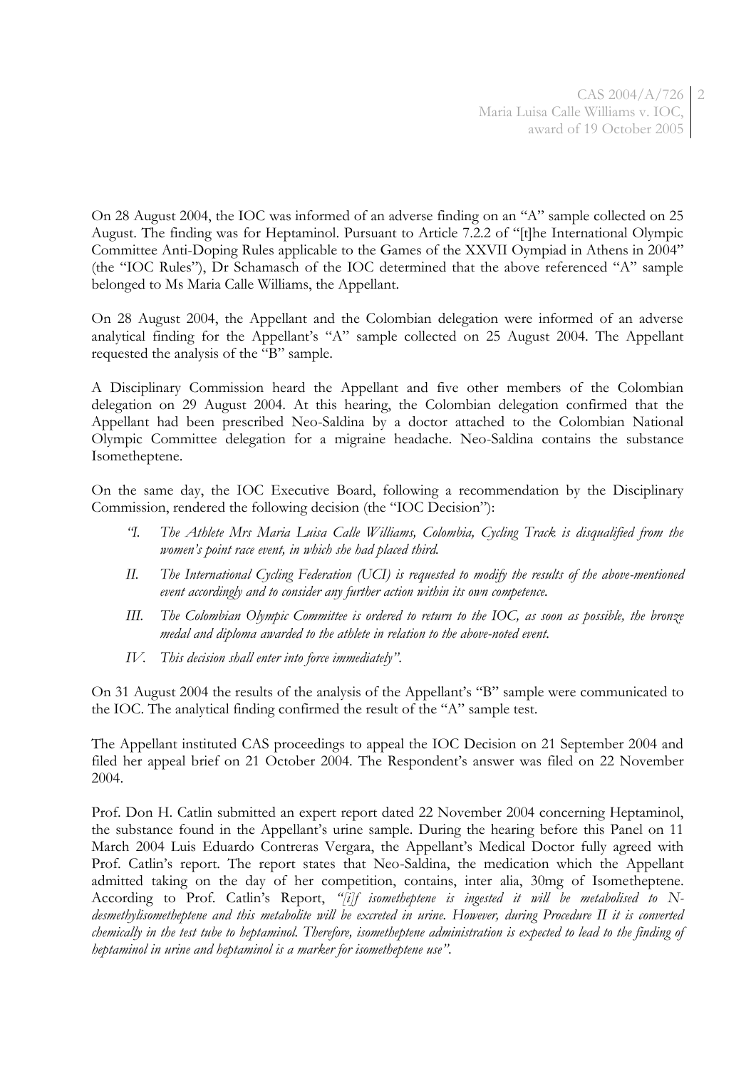On 28 August 2004, the IOC was informed of an adverse finding on an "A" sample collected on 25 August. The finding was for Heptaminol. Pursuant to Article 7.2.2 of "[t]he International Olympic Committee Anti-Doping Rules applicable to the Games of the XXVII Oympiad in Athens in 2004" (the "IOC Rules"), Dr Schamasch of the IOC determined that the above referenced "A" sample belonged to Ms Maria Calle Williams, the Appellant.

On 28 August 2004, the Appellant and the Colombian delegation were informed of an adverse analytical finding for the Appellant's "A" sample collected on 25 August 2004. The Appellant requested the analysis of the "B" sample.

A Disciplinary Commission heard the Appellant and five other members of the Colombian delegation on 29 August 2004. At this hearing, the Colombian delegation confirmed that the Appellant had been prescribed Neo-Saldina by a doctor attached to the Colombian National Olympic Committee delegation for a migraine headache. Neo-Saldina contains the substance Isometheptene.

On the same day, the IOC Executive Board, following a recommendation by the Disciplinary Commission, rendered the following decision (the "IOC Decision"):

> *"I. The Athlete Mrs Maria Luisa Calle Williams, Colombia, Cycling Track is disqualified from the women's point race event, in which she had placed third.*
>
> *II. The International Cycling Federation (UCI) is requested to modify the results of the above-mentioned event accordingly and to consider any further action within its own competence.*
>
> *III. The Colombian Olympic Committee is ordered to return to the IOC, as soon as possible, the bronze medal and diploma awarded to the athlete in relation to the above-noted event.*
>
> *IV. This decision shall enter into force immediately".*

On 31 August 2004 the results of the analysis of the Appellant's "B" sample were communicated to the IOC. The analytical finding confirmed the result of the "A" sample test.

The Appellant instituted CAS proceedings to appeal the IOC Decision on 21 September 2004 and filed her appeal brief on 21 October 2004. The Respondent's answer was filed on 22 November 2004.

Prof. Don H. Catlin submitted an expert report dated 22 November 2004 concerning Heptaminol, the substance found in the Appellant's urine sample. During the hearing before this Panel on 11 March 2004 Luis Eduardo Contreras Vergara, the Appellant's Medical Doctor fully agreed with Prof. Catlin's report. The report states that Neo-Saldina, the medication which the Appellant admitted taking on the day of her competition, contains, inter alia, 30mg of Isometheptene. According to Prof. Catlin's Report, *"[i]f isometheptene is ingested it will be metabolised to N-desmethylisometheptene and this metabolite will be excreted in urine. However, during Procedure II it is converted chemically in the test tube to heptaminol. Therefore, isometheptene administration is expected to lead to the finding of heptaminol in urine and heptaminol is a marker for isometheptene use".*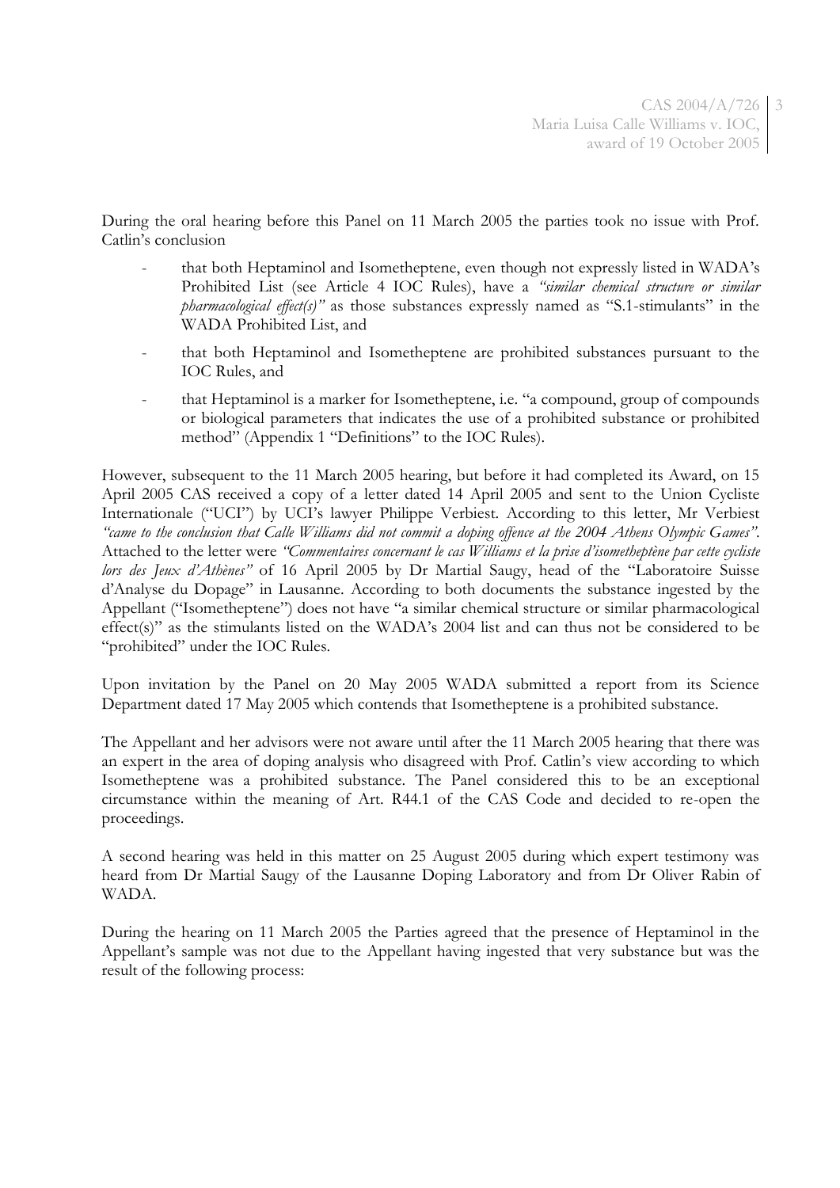During the oral hearing before this Panel on 11 March 2005 the parties took no issue with Prof. Catlin's conclusion

- that both Heptaminol and Isometheptene, even though not expressly listed in WADA's Prohibited List (see Article 4 IOC Rules), have a *"similar chemical structure or similar pharmacological effect(s)"* as those substances expressly named as "S.1-stimulants" in the WADA Prohibited List, and
- that both Heptaminol and Isometheptene are prohibited substances pursuant to the IOC Rules, and
- that Heptaminol is a marker for Isometheptene, i.e. "a compound, group of compounds or biological parameters that indicates the use of a prohibited substance or prohibited method" (Appendix 1 "Definitions" to the IOC Rules).

However, subsequent to the 11 March 2005 hearing, but before it had completed its Award, on 15 April 2005 CAS received a copy of a letter dated 14 April 2005 and sent to the Union Cycliste Internationale ("UCI") by UCI's lawyer Philippe Verbiest. According to this letter, Mr Verbiest *"came to the conclusion that Calle Williams did not commit a doping offence at the 2004 Athens Olympic Games"*. Attached to the letter were *"Commentaires concernant le cas Williams et la prise d'isometheptène par cette cycliste lors des Jeux d'Athènes"* of 16 April 2005 by Dr Martial Saugy, head of the "Laboratoire Suisse d'Analyse du Dopage" in Lausanne. According to both documents the substance ingested by the Appellant ("Isometheptene") does not have "a similar chemical structure or similar pharmacological effect(s)" as the stimulants listed on the WADA's 2004 list and can thus not be considered to be "prohibited" under the IOC Rules.

Upon invitation by the Panel on 20 May 2005 WADA submitted a report from its Science Department dated 17 May 2005 which contends that Isometheptene is a prohibited substance.

The Appellant and her advisors were not aware until after the 11 March 2005 hearing that there was an expert in the area of doping analysis who disagreed with Prof. Catlin's view according to which Isometheptene was a prohibited substance. The Panel considered this to be an exceptional circumstance within the meaning of Art. R44.1 of the CAS Code and decided to re-open the proceedings.

A second hearing was held in this matter on 25 August 2005 during which expert testimony was heard from Dr Martial Saugy of the Lausanne Doping Laboratory and from Dr Oliver Rabin of WADA.

During the hearing on 11 March 2005 the Parties agreed that the presence of Heptaminol in the Appellant's sample was not due to the Appellant having ingested that very substance but was the result of the following process: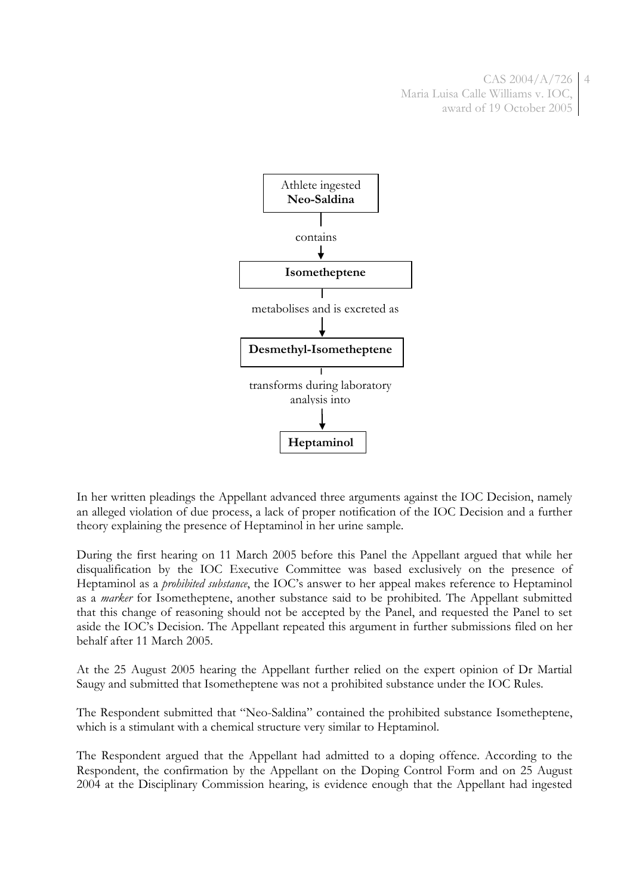Athlete ingested **Neo-Saldina**

↓ contains

**Isometheptene**

↓ metabolises and is excreted as

**Desmethyl-Isometheptene**

↓ transforms during laboratory analysis into

**Heptaminol**

In her written pleadings the Appellant advanced three arguments against the IOC Decision, namely an alleged violation of due process, a lack of proper notification of the IOC Decision and a further theory explaining the presence of Heptaminol in her urine sample.

During the first hearing on 11 March 2005 before this Panel the Appellant argued that while her disqualification by the IOC Executive Committee was based exclusively on the presence of Heptaminol as a *prohibited substance*, the IOC's answer to her appeal makes reference to Heptaminol as a *marker* for Isometheptene, another substance said to be prohibited. The Appellant submitted that this change of reasoning should not be accepted by the Panel, and requested the Panel to set aside the IOC's Decision. The Appellant repeated this argument in further submissions filed on her behalf after 11 March 2005.

At the 25 August 2005 hearing the Appellant further relied on the expert opinion of Dr Martial Saugy and submitted that Isometheptene was not a prohibited substance under the IOC Rules.

The Respondent submitted that "Neo-Saldina" contained the prohibited substance Isometheptene, which is a stimulant with a chemical structure very similar to Heptaminol.

The Respondent argued that the Appellant had admitted to a doping offence. According to the Respondent, the confirmation by the Appellant on the Doping Control Form and on 25 August 2004 at the Disciplinary Commission hearing, is evidence enough that the Appellant had ingested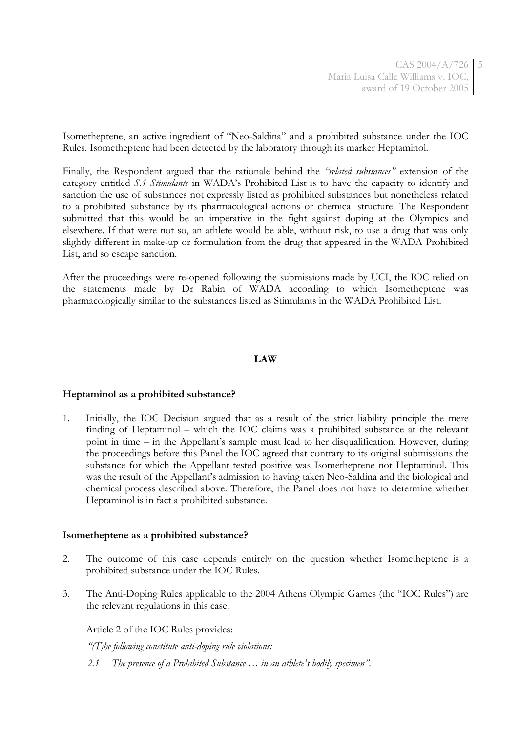Isometheptene, an active ingredient of "Neo-Saldina" and a prohibited substance under the IOC Rules. Isometheptene had been detected by the laboratory through its marker Heptaminol.

Finally, the Respondent argued that the rationale behind the *"related substances"* extension of the category entitled *S.1 Stimulants* in WADA's Prohibited List is to have the capacity to identify and sanction the use of substances not expressly listed as prohibited substances but nonetheless related to a prohibited substance by its pharmacological actions or chemical structure. The Respondent submitted that this would be an imperative in the fight against doping at the Olympics and elsewhere. If that were not so, an athlete would be able, without risk, to use a drug that was only slightly different in make-up or formulation from the drug that appeared in the WADA Prohibited List, and so escape sanction.

After the proceedings were re-opened following the submissions made by UCI, the IOC relied on the statements made by Dr Rabin of WADA according to which Isometheptene was pharmacologically similar to the substances listed as Stimulants in the WADA Prohibited List.

## LAW

### Heptaminol as a prohibited substance?

1. Initially, the IOC Decision argued that as a result of the strict liability principle the mere finding of Heptaminol – which the IOC claims was a prohibited substance at the relevant point in time – in the Appellant's sample must lead to her disqualification. However, during the proceedings before this Panel the IOC agreed that contrary to its original submissions the substance for which the Appellant tested positive was Isometheptene not Heptaminol. This was the result of the Appellant's admission to having taken Neo-Saldina and the biological and chemical process described above. Therefore, the Panel does not have to determine whether Heptaminol is in fact a prohibited substance.

### Isometheptene as a prohibited substance?

2. The outcome of this case depends entirely on the question whether Isometheptene is a prohibited substance under the IOC Rules.

3. The Anti-Doping Rules applicable to the 2004 Athens Olympic Games (the "IOC Rules") are the relevant regulations in this case.

   Article 2 of the IOC Rules provides:

   *"(T)he following constitute anti-doping rule violations:*

   *2.1 The presence of a Prohibited Substance … in an athlete's bodily specimen".*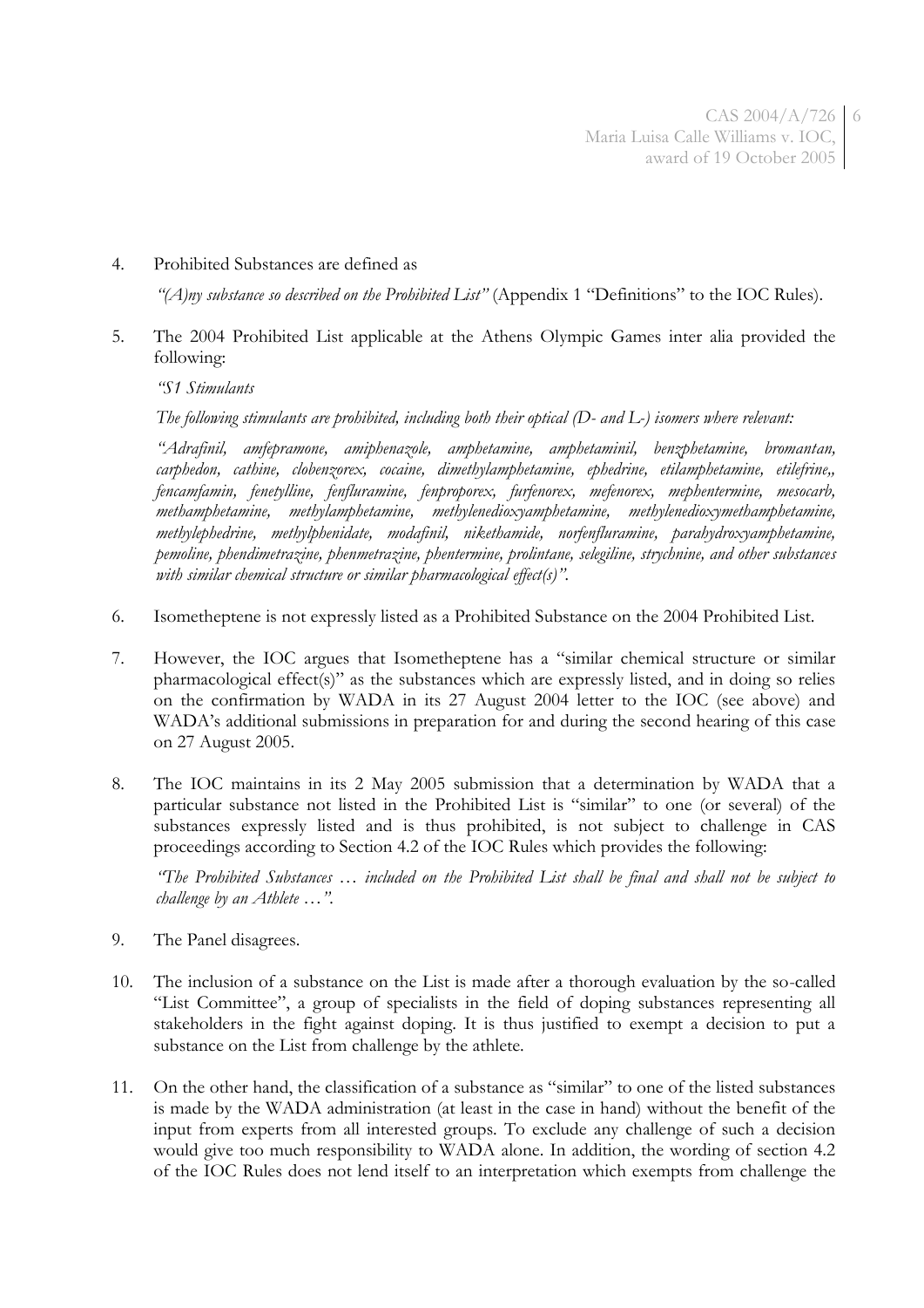4. Prohibited Substances are defined as

   *"(A)ny substance so described on the Prohibited List"* (Appendix 1 "Definitions" to the IOC Rules).

5. The 2004 Prohibited List applicable at the Athens Olympic Games inter alia provided the following:

   *"S1 Stimulants*

   *The following stimulants are prohibited, including both their optical (D- and L-) isomers where relevant:*

   *"Adrafinil, amfepramone, amiphenazole, amphetamine, amphetaminil, benzphetamine, bromantan, carphedon, cathine, clobenzorex, cocaine, dimethylamphetamine, ephedrine, etilamphetamine, etilefrine,, fencamfamin, fenetylline, fenfluramine, fenproporex, furfenorex, mefenorex, mephentermine, mesocarb, methamphetamine, methylamphetamine, methylenedioxyamphetamine, methylenedioxymethamphetamine, methylephedrine, methylphenidate, modafinil, nikethamide, norfenfluramine, parahydroxyamphetamine, pemoline, phendimetrazine, phenmetrazine, phentermine, prolintane, selegiline, strychnine, and other substances with similar chemical structure or similar pharmacological effect(s)".*

6. Isometheptene is not expressly listed as a Prohibited Substance on the 2004 Prohibited List.

7. However, the IOC argues that Isometheptene has a "similar chemical structure or similar pharmacological effect(s)" as the substances which are expressly listed, and in doing so relies on the confirmation by WADA in its 27 August 2004 letter to the IOC (see above) and WADA's additional submissions in preparation for and during the second hearing of this case on 27 August 2005.

8. The IOC maintains in its 2 May 2005 submission that a determination by WADA that a particular substance not listed in the Prohibited List is "similar" to one (or several) of the substances expressly listed and is thus prohibited, is not subject to challenge in CAS proceedings according to Section 4.2 of the IOC Rules which provides the following:

   *"The Prohibited Substances … included on the Prohibited List shall be final and shall not be subject to challenge by an Athlete …".*

9. The Panel disagrees.

10. The inclusion of a substance on the List is made after a thorough evaluation by the so-called "List Committee", a group of specialists in the field of doping substances representing all stakeholders in the fight against doping. It is thus justified to exempt a decision to put a substance on the List from challenge by the athlete.

11. On the other hand, the classification of a substance as "similar" to one of the listed substances is made by the WADA administration (at least in the case in hand) without the benefit of the input from experts from all interested groups. To exclude any challenge of such a decision would give too much responsibility to WADA alone. In addition, the wording of section 4.2 of the IOC Rules does not lend itself to an interpretation which exempts from challenge the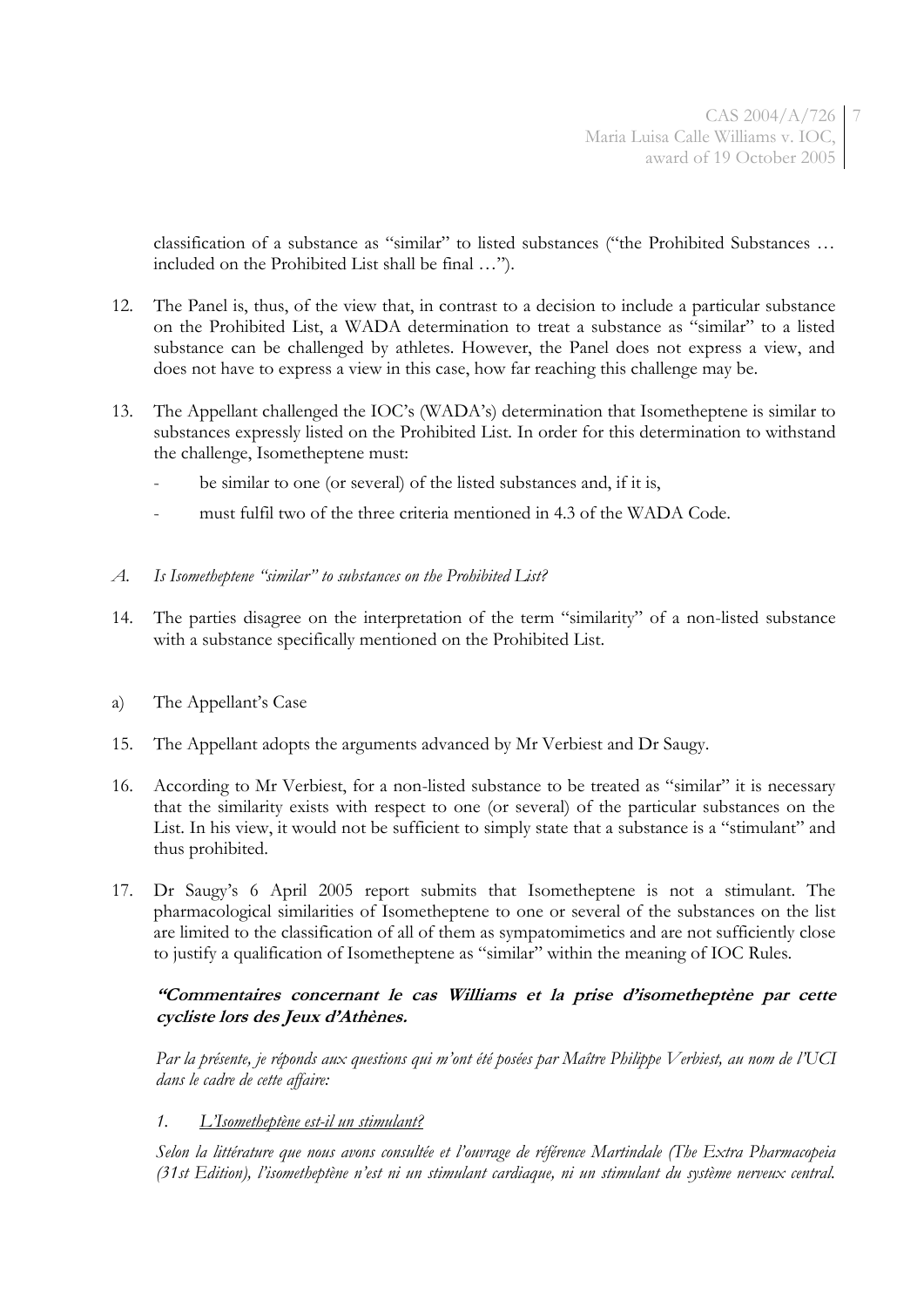classification of a substance as "similar" to listed substances ("the Prohibited Substances … included on the Prohibited List shall be final …").

12. The Panel is, thus, of the view that, in contrast to a decision to include a particular substance on the Prohibited List, a WADA determination to treat a substance as "similar" to a listed substance can be challenged by athletes. However, the Panel does not express a view, and does not have to express a view in this case, how far reaching this challenge may be.

13. The Appellant challenged the IOC's (WADA's) determination that Isometheptene is similar to substances expressly listed on the Prohibited List. In order for this determination to withstand the challenge, Isometheptene must:

    - be similar to one (or several) of the listed substances and, if it is,
    - must fulfil two of the three criteria mentioned in 4.3 of the WADA Code.

*A. Is Isometheptene "similar" to substances on the Prohibited List?*

14. The parties disagree on the interpretation of the term "similarity" of a non-listed substance with a substance specifically mentioned on the Prohibited List.

a) The Appellant's Case

15. The Appellant adopts the arguments advanced by Mr Verbiest and Dr Saugy.

16. According to Mr Verbiest, for a non-listed substance to be treated as "similar" it is necessary that the similarity exists with respect to one (or several) of the particular substances on the List. In his view, it would not be sufficient to simply state that a substance is a "stimulant" and thus prohibited.

17. Dr Saugy's 6 April 2005 report submits that Isometheptene is not a stimulant. The pharmacological similarities of Isometheptene to one or several of the substances on the list are limited to the classification of all of them as sympatomimetics and are not sufficiently close to justify a qualification of Isometheptene as "similar" within the meaning of IOC Rules.

***"Commentaires concernant le cas Williams et la prise d'isometheptène par cette cycliste lors des Jeux d'Athènes.***

*Par la présente, je réponds aux questions qui m'ont été posées par Maître Philippe Verbiest, au nom de l'UCI dans le cadre de cette affaire:*

*1. <u>L'Isometheptène est-il un stimulant?</u>*

*Selon la littérature que nous avons consultée et l'ouvrage de référence Martindale (The Extra Pharmacopeia (31st Edition), l'isometheptène n'est ni un stimulant cardiaque, ni un stimulant du système nerveux central.*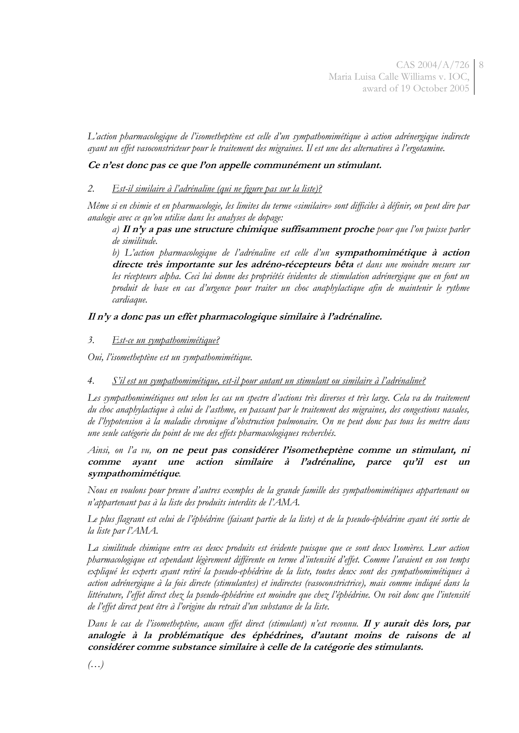*L'action pharmacologique de l'isometheptène est celle d'un sympathomimétique à action adrénergique indirecte ayant un effet vasoconstricteur pour le traitement des migraines. Il est une des alternatives à l'ergotamine.*

***Ce n'est donc pas ce que l'on appelle communément un stimulant.***

2. *Est-il similaire à l'adrénaline (qui ne figure pas sur la liste)?*

*Même si en chimie et en pharmacologie, les limites du terme «similaire» sont difficiles à définir, on peut dire par analogie avec ce qu'on utilise dans les analyses de dopage:*

> *a)* ***Il n'y a pas une structure chimique suffisamment proche*** *pour que l'on puisse parler de similitude.*
>
> *b) L'action pharmacologique de l'adrénaline est celle d'un* ***sympathomimétique à action directe très importante sur les adréno-récepteurs bêta*** *et dans une moindre mesure sur les récepteurs alpha. Ceci lui donne des propriétés évidentes de stimulation adrénergique que en font un produit de base en cas d'urgence pour traiter un choc anaphylactique afin de maintenir le rythme cardiaque.*

***Il n'y a donc pas un effet pharmacologique similaire à l'adrénaline.***

3. *Est-ce un sympathomimétique?*

*Oui, l'isometheptène est un sympathomimétique.*

4. *S'il est un sympathomimétique, est-il pour autant un stimulant ou similaire à l'adrénaline?*

*Les sympathomimétiques ont selon les cas un spectre d'actions très diverses et très large. Cela va du traitement du choc anaphylactique à celui de l'asthme, en passant par le traitement des migraines, des congestions nasales, de l'hypotension à la maladie chronique d'obstruction pulmonaire. On ne peut donc pas tous les mettre dans une seule catégorie du point de vue des effets pharmacologiques recherchés.*

*Ainsi, on l'a vu,* ***on ne peut pas considérer l'isometheptène comme un stimulant, ni comme ayant une action similaire à l'adrénaline, parce qu'il est un sympathomimétique****.*

*Nous en voulons pour preuve d'autres exemples de la grande famille des sympathomimétiques appartenant ou n'appartenant pas à la liste des produits interdits de l'AMA.*

*Le plus flagrant est celui de l'éphédrine (faisant partie de la liste) et de la pseudo-éphédrine ayant été sortie de la liste par l'AMA.*

*La similitude chimique entre ces deux produits est évidente puisque que ce sont deux Isomères. Leur action pharmacologique est cependant légèrement différente en terme d'intensité d'effet. Comme l'avaient en son temps expliqué les experts ayant retiré la pseudo-ephédrine de la liste, toutes deux sont des sympathomimétiques à action adrénergique à la fois directe (stimulantes) et indirectes (vasoconstrictrice), mais comme indiqué dans la littérature, l'effet direct chez la pseudo-éphédrine est moindre que chez l'éphédrine. On voit donc que l'intensité de l'effet direct peut être à l'origine du retrait d'un substance de la liste.*

*Dans le cas de l'isometheptène, aucun effet direct (stimulant) n'est reconnu.* ***Il y aurait dès lors, par analogie à la problématique des éphédrines, d'autant moins de raisons de al considérer comme substance similaire à celle de la catégorie des stimulants.***

*(…)*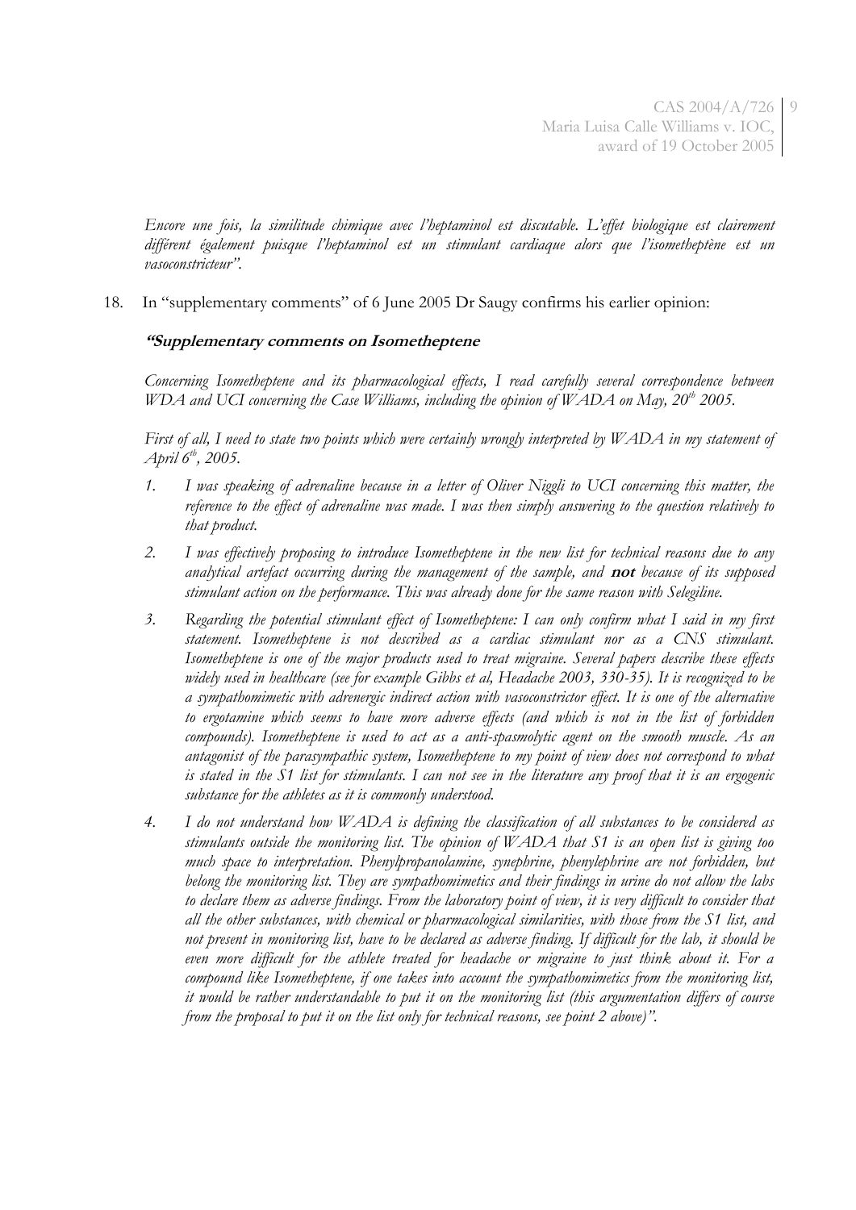*Encore une fois, la similitude chimique avec l'heptaminol est discutable. L'effet biologique est clairement différent également puisque l'heptaminol est un stimulant cardiaque alors que l'isometheptène est un vasoconstricteur".*

18. In "supplementary comments" of 6 June 2005 Dr Saugy confirms his earlier opinion:

***"Supplementary comments on Isometheptene***

*Concerning Isometheptene and its pharmacological effects, I read carefully several correspondence between WDA and UCI concerning the Case Williams, including the opinion of WADA on May, 20th 2005.*

*First of all, I need to state two points which were certainly wrongly interpreted by WADA in my statement of April 6th, 2005.*

1. *I was speaking of adrenaline because in a letter of Oliver Niggli to UCI concerning this matter, the reference to the effect of adrenaline was made. I was then simply answering to the question relatively to that product.*
2. *I was effectively proposing to introduce Isometheptene in the new list for technical reasons due to any analytical artefact occurring during the management of the sample, and* ***not*** *because of its supposed stimulant action on the performance. This was already done for the same reason with Selegiline.*
3. *Regarding the potential stimulant effect of Isometheptene: I can only confirm what I said in my first statement. Isometheptene is not described as a cardiac stimulant nor as a CNS stimulant. Isometheptene is one of the major products used to treat migraine. Several papers describe these effects widely used in healthcare (see for example Gibbs et al, Headache 2003, 330-35). It is recognized to be a sympathomimetic with adrenergic indirect action with vasoconstrictor effect. It is one of the alternative to ergotamine which seems to have more adverse effects (and which is not in the list of forbidden compounds). Isometheptene is used to act as a anti-spasmolytic agent on the smooth muscle. As an antagonist of the parasympathic system, Isometheptene to my point of view does not correspond to what is stated in the S1 list for stimulants. I can not see in the literature any proof that it is an ergogenic substance for the athletes as it is commonly understood.*
4. *I do not understand how WADA is defining the classification of all substances to be considered as stimulants outside the monitoring list. The opinion of WADA that S1 is an open list is giving too much space to interpretation. Phenylpropanolamine, synephrine, phenylephrine are not forbidden, but belong the monitoring list. They are sympathomimetics and their findings in urine do not allow the labs to declare them as adverse findings. From the laboratory point of view, it is very difficult to consider that all the other substances, with chemical or pharmacological similarities, with those from the S1 list, and not present in monitoring list, have to be declared as adverse finding. If difficult for the lab, it should be even more difficult for the athlete treated for headache or migraine to just think about it. For a compound like Isometheptene, if one takes into account the sympathomimetics from the monitoring list, it would be rather understandable to put it on the monitoring list (this argumentation differs of course from the proposal to put it on the list only for technical reasons, see point 2 above)".*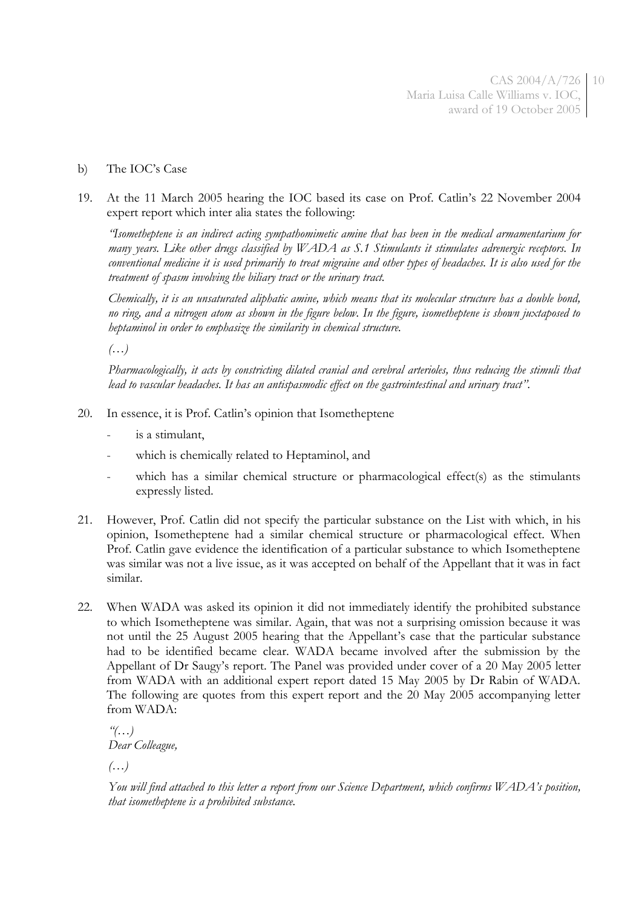b) The IOC's Case

19. At the 11 March 2005 hearing the IOC based its case on Prof. Catlin's 22 November 2004 expert report which inter alia states the following:

*"Isometheptene is an indirect acting sympathomimetic amine that has been in the medical armamentarium for many years. Like other drugs classified by WADA as S.1 Stimulants it stimulates adrenergic receptors. In conventional medicine it is used primarily to treat migraine and other types of headaches. It is also used for the treatment of spasm involving the biliary tract or the urinary tract.*

*Chemically, it is an unsaturated aliphatic amine, which means that its molecular structure has a double bond, no ring, and a nitrogen atom as shown in the figure below. In the figure, isometheptene is shown juxtaposed to heptaminol in order to emphasize the similarity in chemical structure.*

*(…)*

*Pharmacologically, it acts by constricting dilated cranial and cerebral arterioles, thus reducing the stimuli that lead to vascular headaches. It has an antispasmodic effect on the gastrointestinal and urinary tract".*

20. In essence, it is Prof. Catlin's opinion that Isometheptene

    - is a stimulant,
    - which is chemically related to Heptaminol, and
    - which has a similar chemical structure or pharmacological effect(s) as the stimulants expressly listed.

21. However, Prof. Catlin did not specify the particular substance on the List with which, in his opinion, Isometheptene had a similar chemical structure or pharmacological effect. When Prof. Catlin gave evidence the identification of a particular substance to which Isometheptene was similar was not a live issue, as it was accepted on behalf of the Appellant that it was in fact similar.

22. When WADA was asked its opinion it did not immediately identify the prohibited substance to which Isometheptene was similar. Again, that was not a surprising omission because it was not until the 25 August 2005 hearing that the Appellant's case that the particular substance had to be identified became clear. WADA became involved after the submission by the Appellant of Dr Saugy's report. The Panel was provided under cover of a 20 May 2005 letter from WADA with an additional expert report dated 15 May 2005 by Dr Rabin of WADA. The following are quotes from this expert report and the 20 May 2005 accompanying letter from WADA:

*"(…)*
*Dear Colleague,*

*(…)*

*You will find attached to this letter a report from our Science Department, which confirms WADA's position, that isometheptene is a prohibited substance.*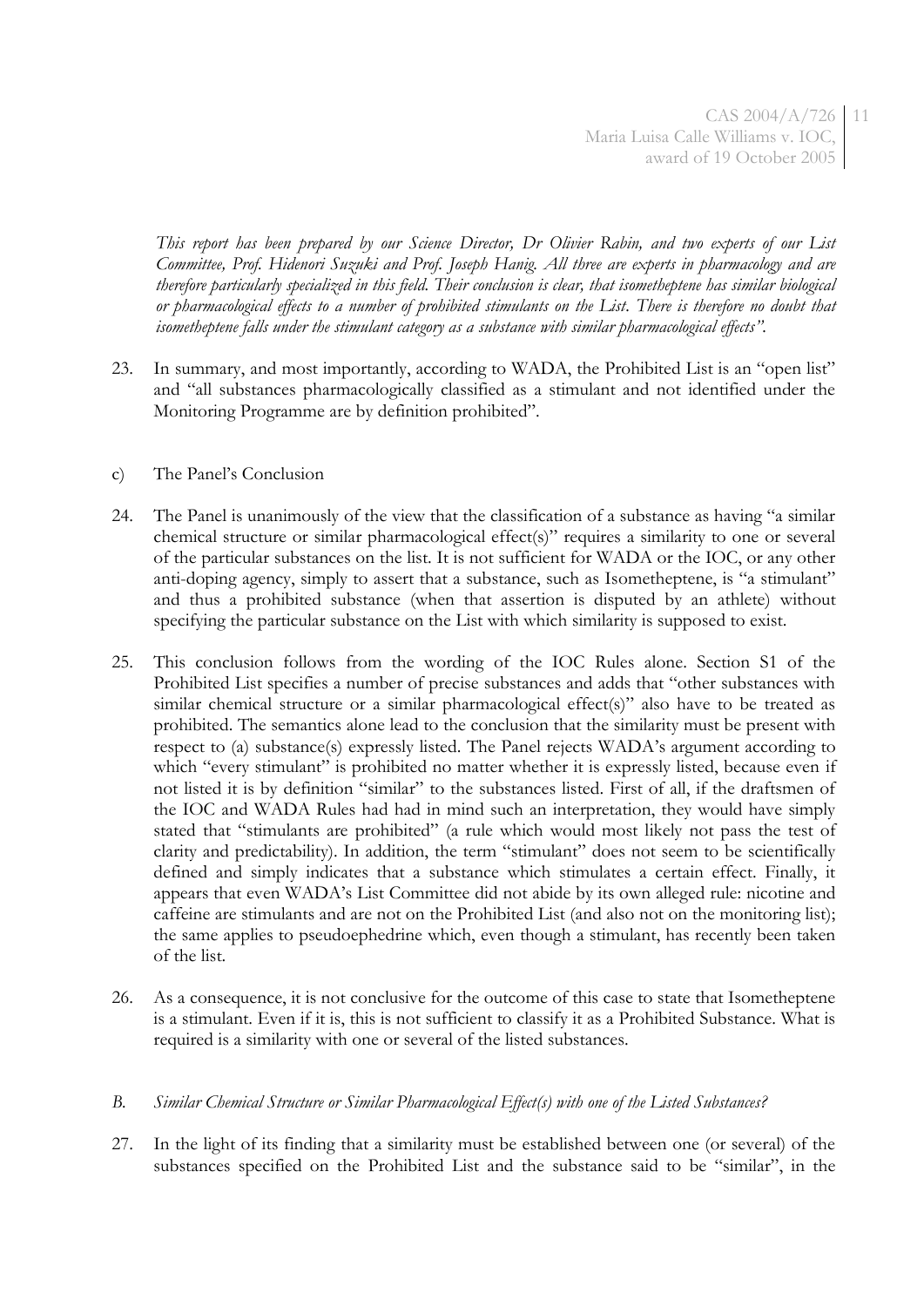*This report has been prepared by our Science Director, Dr Olivier Rabin, and two experts of our List Committee, Prof. Hidenori Suzuki and Prof. Joseph Hanig. All three are experts in pharmacology and are therefore particularly specialized in this field. Their conclusion is clear, that isometheptene has similar biological or pharmacological effects to a number of prohibited stimulants on the List. There is therefore no doubt that isometheptene falls under the stimulant category as a substance with similar pharmacological effects".*

23. In summary, and most importantly, according to WADA, the Prohibited List is an "open list" and "all substances pharmacologically classified as a stimulant and not identified under the Monitoring Programme are by definition prohibited".

c) The Panel's Conclusion

24. The Panel is unanimously of the view that the classification of a substance as having "a similar chemical structure or similar pharmacological effect(s)" requires a similarity to one or several of the particular substances on the list. It is not sufficient for WADA or the IOC, or any other anti-doping agency, simply to assert that a substance, such as Isometheptene, is "a stimulant" and thus a prohibited substance (when that assertion is disputed by an athlete) without specifying the particular substance on the List with which similarity is supposed to exist.

25. This conclusion follows from the wording of the IOC Rules alone. Section S1 of the Prohibited List specifies a number of precise substances and adds that "other substances with similar chemical structure or a similar pharmacological effect(s)" also have to be treated as prohibited. The semantics alone lead to the conclusion that the similarity must be present with respect to (a) substance(s) expressly listed. The Panel rejects WADA's argument according to which "every stimulant" is prohibited no matter whether it is expressly listed, because even if not listed it is by definition "similar" to the substances listed. First of all, if the draftsmen of the IOC and WADA Rules had had in mind such an interpretation, they would have simply stated that "stimulants are prohibited" (a rule which would most likely not pass the test of clarity and predictability). In addition, the term "stimulant" does not seem to be scientifically defined and simply indicates that a substance which stimulates a certain effect. Finally, it appears that even WADA's List Committee did not abide by its own alleged rule: nicotine and caffeine are stimulants and are not on the Prohibited List (and also not on the monitoring list); the same applies to pseudoephedrine which, even though a stimulant, has recently been taken of the list.

26. As a consequence, it is not conclusive for the outcome of this case to state that Isometheptene is a stimulant. Even if it is, this is not sufficient to classify it as a Prohibited Substance. What is required is a similarity with one or several of the listed substances.

*B. Similar Chemical Structure or Similar Pharmacological Effect(s) with one of the Listed Substances?*

27. In the light of its finding that a similarity must be established between one (or several) of the substances specified on the Prohibited List and the substance said to be "similar", in the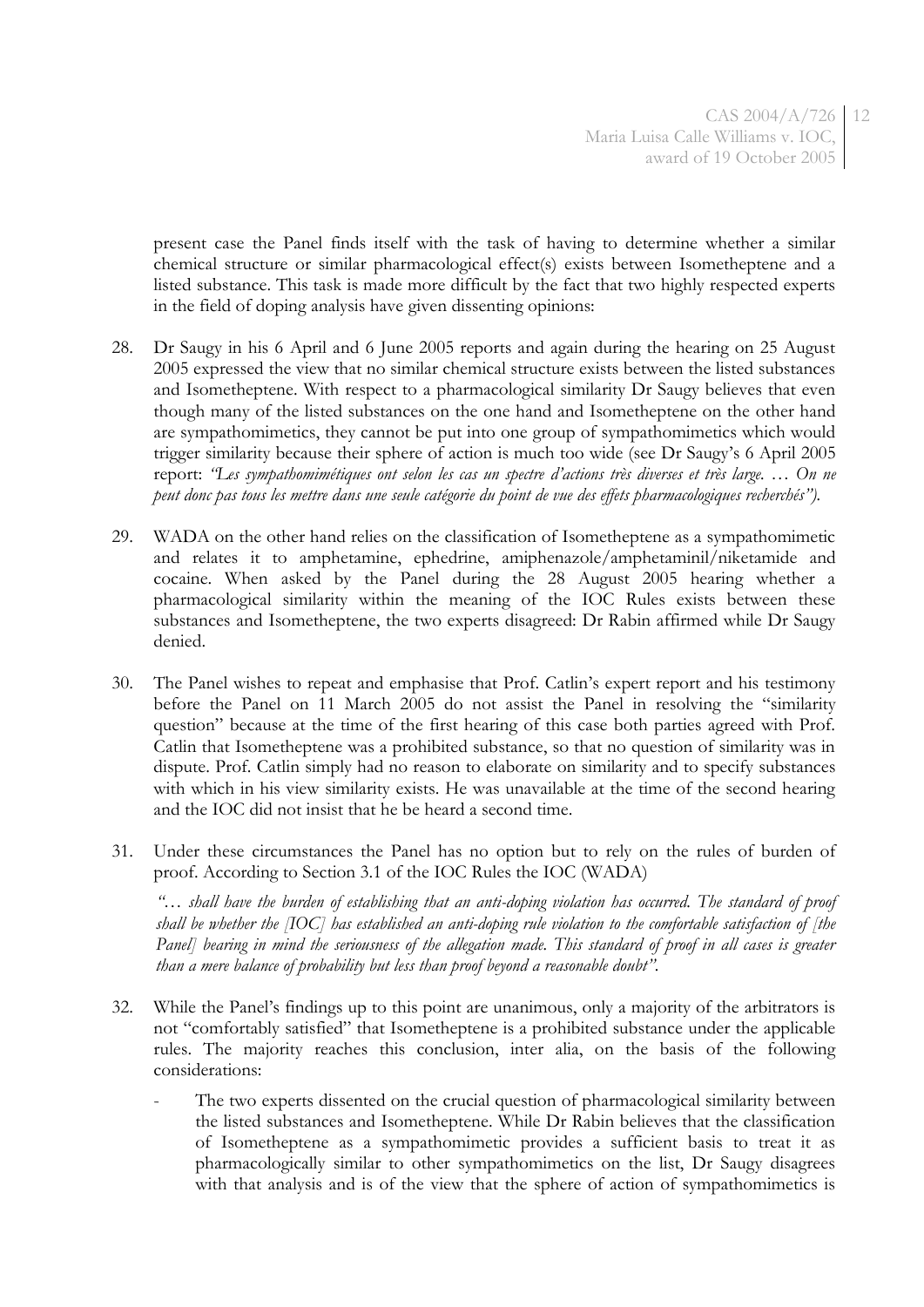present case the Panel finds itself with the task of having to determine whether a similar chemical structure or similar pharmacological effect(s) exists between Isometheptene and a listed substance. This task is made more difficult by the fact that two highly respected experts in the field of doping analysis have given dissenting opinions:

28. Dr Saugy in his 6 April and 6 June 2005 reports and again during the hearing on 25 August 2005 expressed the view that no similar chemical structure exists between the listed substances and Isometheptene. With respect to a pharmacological similarity Dr Saugy believes that even though many of the listed substances on the one hand and Isometheptene on the other hand are sympathomimetics, they cannot be put into one group of sympathomimetics which would trigger similarity because their sphere of action is much too wide (see Dr Saugy's 6 April 2005 report: *"Les sympathomimétiques ont selon les cas un spectre d'actions très diverses et très large. … On ne peut donc pas tous les mettre dans une seule catégorie du point de vue des effets pharmacologiques recherchés")*.

29. WADA on the other hand relies on the classification of Isometheptene as a sympathomimetic and relates it to amphetamine, ephedrine, amiphenazole/amphetaminil/niketamide and cocaine. When asked by the Panel during the 28 August 2005 hearing whether a pharmacological similarity within the meaning of the IOC Rules exists between these substances and Isometheptene, the two experts disagreed: Dr Rabin affirmed while Dr Saugy denied.

30. The Panel wishes to repeat and emphasise that Prof. Catlin's expert report and his testimony before the Panel on 11 March 2005 do not assist the Panel in resolving the "similarity question" because at the time of the first hearing of this case both parties agreed with Prof. Catlin that Isometheptene was a prohibited substance, so that no question of similarity was in dispute. Prof. Catlin simply had no reason to elaborate on similarity and to specify substances with which in his view similarity exists. He was unavailable at the time of the second hearing and the IOC did not insist that he be heard a second time.

31. Under these circumstances the Panel has no option but to rely on the rules of burden of proof. According to Section 3.1 of the IOC Rules the IOC (WADA)

    *"… shall have the burden of establishing that an anti-doping violation has occurred. The standard of proof shall be whether the [IOC] has established an anti-doping rule violation to the comfortable satisfaction of [the Panel] bearing in mind the seriousness of the allegation made. This standard of proof in all cases is greater than a mere balance of probability but less than proof beyond a reasonable doubt".*

32. While the Panel's findings up to this point are unanimous, only a majority of the arbitrators is not "comfortably satisfied" that Isometheptene is a prohibited substance under the applicable rules. The majority reaches this conclusion, inter alia, on the basis of the following considerations:

    - The two experts dissented on the crucial question of pharmacological similarity between the listed substances and Isometheptene. While Dr Rabin believes that the classification of Isometheptene as a sympathomimetic provides a sufficient basis to treat it as pharmacologically similar to other sympathomimetics on the list, Dr Saugy disagrees with that analysis and is of the view that the sphere of action of sympathomimetics is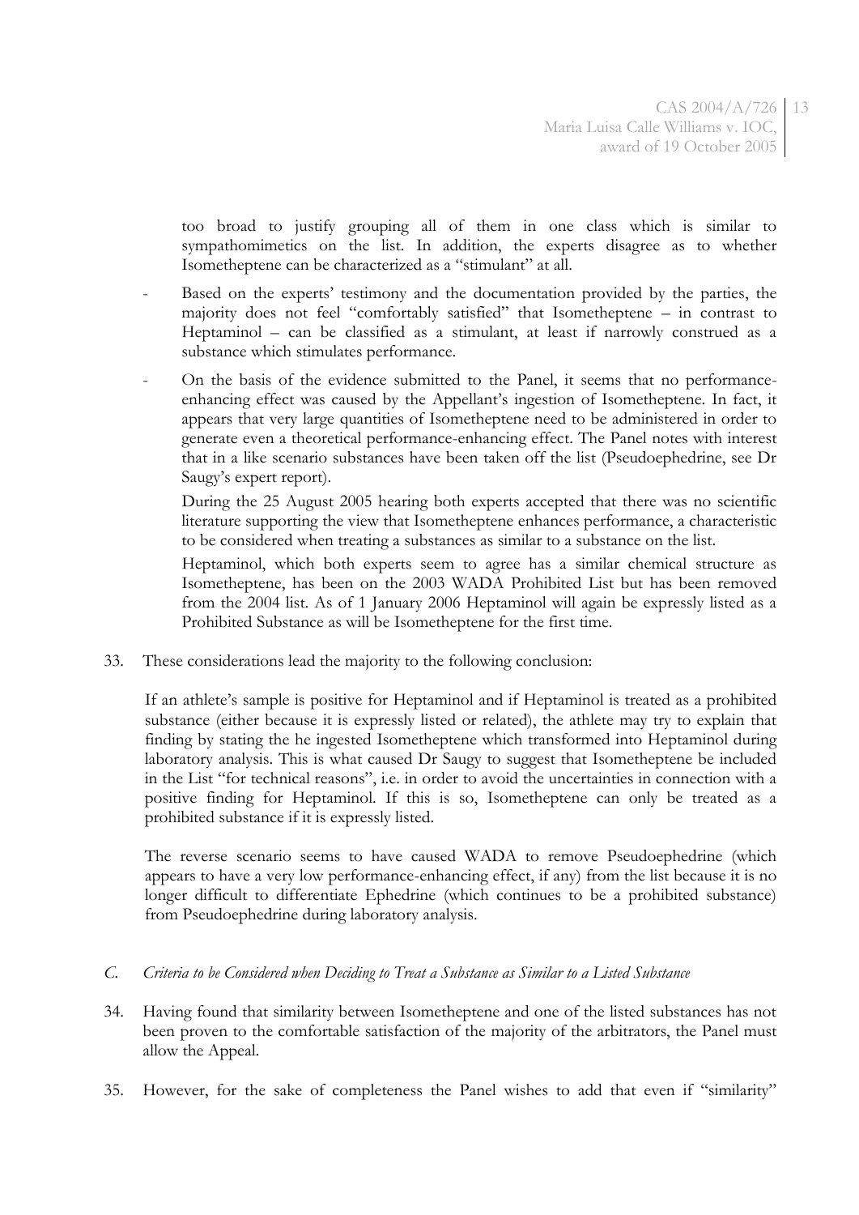too broad to justify grouping all of them in one class which is similar to sympathomimetics on the list. In addition, the experts disagree as to whether Isometheptene can be characterized as a "stimulant" at all.

- Based on the experts' testimony and the documentation provided by the parties, the majority does not feel "comfortably satisfied" that Isometheptene – in contrast to Heptaminol – can be classified as a stimulant, at least if narrowly construed as a substance which stimulates performance.

- On the basis of the evidence submitted to the Panel, it seems that no performance-enhancing effect was caused by the Appellant's ingestion of Isometheptene. In fact, it appears that very large quantities of Isometheptene need to be administered in order to generate even a theoretical performance-enhancing effect. The Panel notes with interest that in a like scenario substances have been taken off the list (Pseudoephedrine, see Dr Saugy's expert report).

  During the 25 August 2005 hearing both experts accepted that there was no scientific literature supporting the view that Isometheptene enhances performance, a characteristic to be considered when treating a substances as similar to a substance on the list.

  Heptaminol, which both experts seem to agree has a similar chemical structure as Isometheptene, has been on the 2003 WADA Prohibited List but has been removed from the 2004 list. As of 1 January 2006 Heptaminol will again be expressly listed as a Prohibited Substance as will be Isometheptene for the first time.

33. These considerations lead the majority to the following conclusion:

    If an athlete's sample is positive for Heptaminol and if Heptaminol is treated as a prohibited substance (either because it is expressly listed or related), the athlete may try to explain that finding by stating the he ingested Isometheptene which transformed into Heptaminol during laboratory analysis. This is what caused Dr Saugy to suggest that Isometheptene be included in the List "for technical reasons", i.e. in order to avoid the uncertainties in connection with a positive finding for Heptaminol. If this is so, Isometheptene can only be treated as a prohibited substance if it is expressly listed.

    The reverse scenario seems to have caused WADA to remove Pseudoephedrine (which appears to have a very low performance-enhancing effect, if any) from the list because it is no longer difficult to differentiate Ephedrine (which continues to be a prohibited substance) from Pseudoephedrine during laboratory analysis.

### *C. Criteria to be Considered when Deciding to Treat a Substance as Similar to a Listed Substance*

34. Having found that similarity between Isometheptene and one of the listed substances has not been proven to the comfortable satisfaction of the majority of the arbitrators, the Panel must allow the Appeal.

35. However, for the sake of completeness the Panel wishes to add that even if "similarity"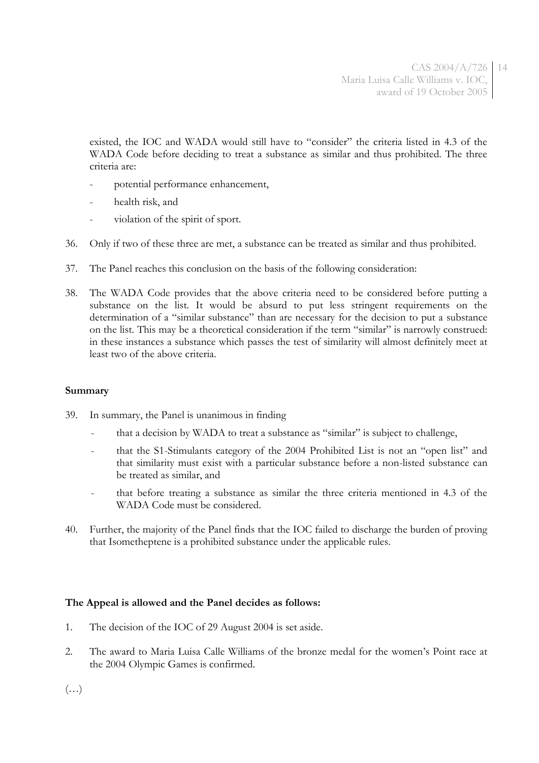existed, the IOC and WADA would still have to "consider" the criteria listed in 4.3 of the WADA Code before deciding to treat a substance as similar and thus prohibited. The three criteria are:

- potential performance enhancement,
- health risk, and
- violation of the spirit of sport.

36. Only if two of these three are met, a substance can be treated as similar and thus prohibited.

37. The Panel reaches this conclusion on the basis of the following consideration:

38. The WADA Code provides that the above criteria need to be considered before putting a substance on the list. It would be absurd to put less stringent requirements on the determination of a "similar substance" than are necessary for the decision to put a substance on the list. This may be a theoretical consideration if the term "similar" is narrowly construed: in these instances a substance which passes the test of similarity will almost definitely meet at least two of the above criteria.

**Summary**

39. In summary, the Panel is unanimous in finding
    - that a decision by WADA to treat a substance as "similar" is subject to challenge,
    - that the S1-Stimulants category of the 2004 Prohibited List is not an "open list" and that similarity must exist with a particular substance before a non-listed substance can be treated as similar, and
    - that before treating a substance as similar the three criteria mentioned in 4.3 of the WADA Code must be considered.

40. Further, the majority of the Panel finds that the IOC failed to discharge the burden of proving that Isometheptene is a prohibited substance under the applicable rules.

**The Appeal is allowed and the Panel decides as follows:**

1. The decision of the IOC of 29 August 2004 is set aside.

2. The award to Maria Luisa Calle Williams of the bronze medal for the women's Point race at the 2004 Olympic Games is confirmed.

(…)